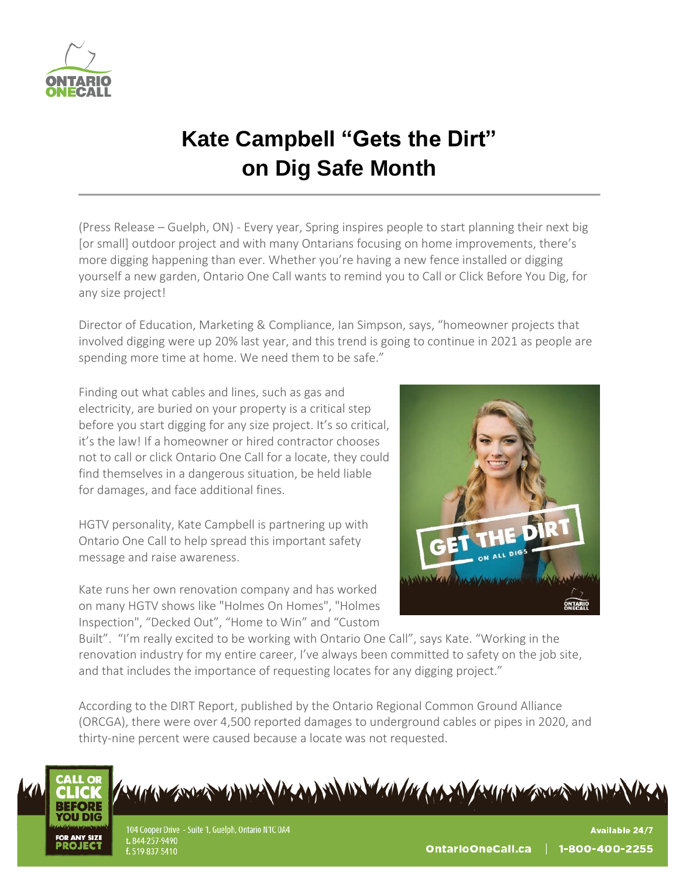# Kate Campbell "Gets the Dirt" on Dig Safe Month

(Press Release – Guelph, ON) - Every year, Spring inspires people to start planning their next big [or small] outdoor project and with many Ontarians focusing on home improvements, there's more digging happening than ever. Whether you're having a new fence installed or digging yourself a new garden, Ontario One Call wants to remind you to Call or Click Before You Dig, for any size project!

Director of Education, Marketing & Compliance, Ian Simpson, says, "homeowner projects that involved digging were up 20% last year, and this trend is going to continue in 2021 as people are spending more time at home. We need them to be safe."

Finding out what cables and lines, such as gas and electricity, are buried on your property is a critical step before you start digging for any size project. It's so critical, it's the law! If a homeowner or hired contractor chooses not to call or click Ontario One Call for a locate, they could find themselves in a dangerous situation, be held liable for damages, and face additional fines.

HGTV personality, Kate Campbell is partnering up with Ontario One Call to help spread this important safety message and raise awareness.

Kate runs her own renovation company and has worked on many HGTV shows like "Holmes On Homes", "Holmes Inspection", "Decked Out", "Home to Win" and "Custom Built". "I'm really excited to be working with Ontario One Call", says Kate. "Working in the renovation industry for my entire career, I've always been committed to safety on the job site, and that includes the importance of requesting locates for any digging project."

According to the DIRT Report, published by the Ontario Regional Common Ground Alliance (ORCGA), there were over 4,500 reported damages to underground cables or pipes in 2020, and thirty-nine percent were caused because a locate was not requested.

CALL OR CLICK BEFORE YOU DIG FOR ANY SIZE PROJECT

104 Cooper Drive - Suite 1, Guelph, Ontario N1C 0A4
t. 844-257-9490
f. 519-837-5410

Available 24/7
OntarioOneCall.ca | 1-800-400-2255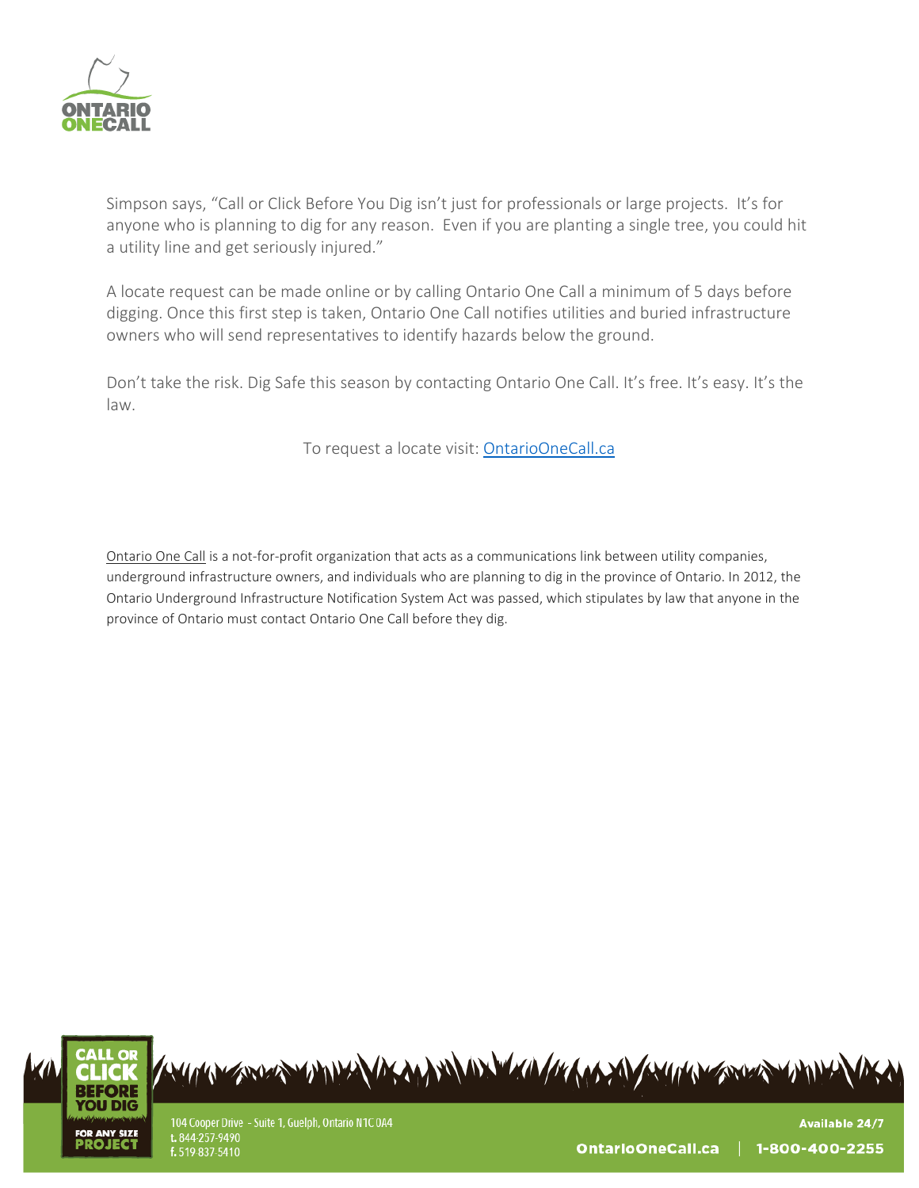Simpson says, “Call or Click Before You Dig isn’t just for professionals or large projects. It’s for anyone who is planning to dig for any reason. Even if you are planting a single tree, you could hit a utility line and get seriously injured.”

A locate request can be made online or by calling Ontario One Call a minimum of 5 days before digging. Once this first step is taken, Ontario One Call notifies utilities and buried infrastructure owners who will send representatives to identify hazards below the ground.

Don’t take the risk. Dig Safe this season by contacting Ontario One Call. It’s free. It’s easy. It’s the law.

To request a locate visit: OntarioOneCall.ca

Ontario One Call is a not-for-profit organization that acts as a communications link between utility companies, underground infrastructure owners, and individuals who are planning to dig in the province of Ontario. In 2012, the Ontario Underground Infrastructure Notification System Act was passed, which stipulates by law that anyone in the province of Ontario must contact Ontario One Call before they dig.

CALL OR CLICK BEFORE YOU DIG
FOR ANY SIZE PROJECT

104 Cooper Drive - Suite 1, Guelph, Ontario N1C 0A4
t. 844-257-9490
f. 519-837-5410

Available 24/7
OntarioOneCall.ca | 1-800-400-2255